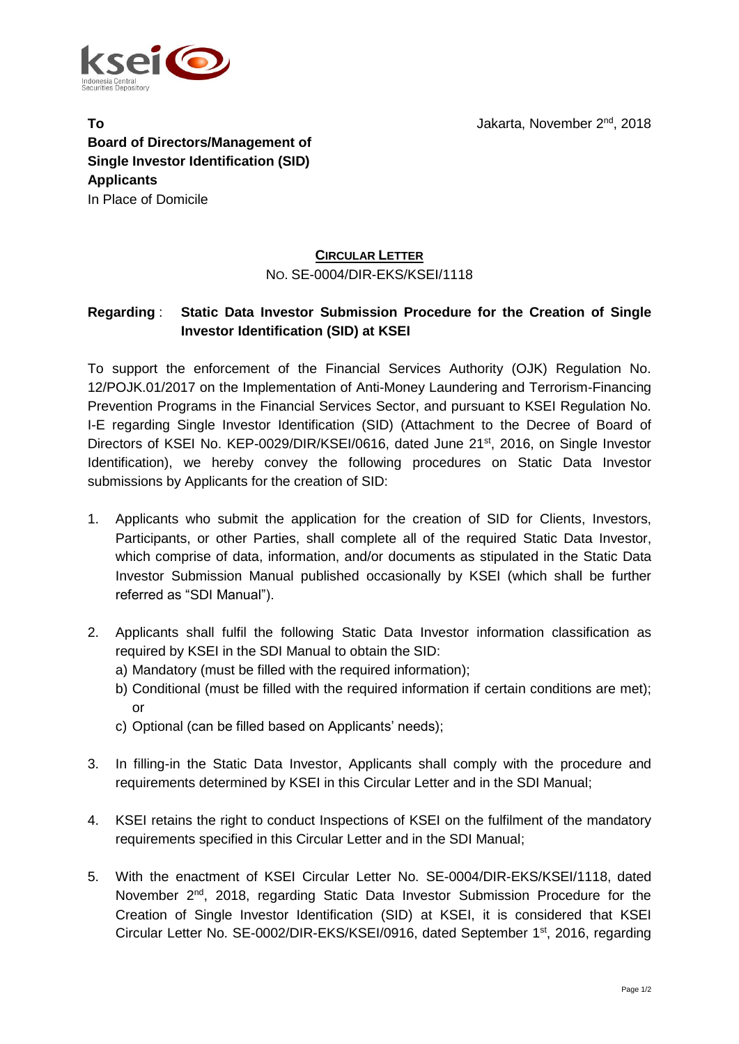**To**
**Board of Directors/Management of Single Investor Identification (SID) Applicants**
In Place of Domicile

Jakarta, November 2nd, 2018

**CIRCULAR LETTER**
NO. SE-0004/DIR-EKS/KSEI/1118

**Regarding** : **Static Data Investor Submission Procedure for the Creation of Single Investor Identification (SID) at KSEI**

To support the enforcement of the Financial Services Authority (OJK) Regulation No. 12/POJK.01/2017 on the Implementation of Anti-Money Laundering and Terrorism-Financing Prevention Programs in the Financial Services Sector, and pursuant to KSEI Regulation No. I-E regarding Single Investor Identification (SID) (Attachment to the Decree of Board of Directors of KSEI No. KEP-0029/DIR/KSEI/0616, dated June 21st, 2016, on Single Investor Identification), we hereby convey the following procedures on Static Data Investor submissions by Applicants for the creation of SID:

1. Applicants who submit the application for the creation of SID for Clients, Investors, Participants, or other Parties, shall complete all of the required Static Data Investor, which comprise of data, information, and/or documents as stipulated in the Static Data Investor Submission Manual published occasionally by KSEI (which shall be further referred as "SDI Manual").

2. Applicants shall fulfil the following Static Data Investor information classification as required by KSEI in the SDI Manual to obtain the SID:
   a) Mandatory (must be filled with the required information);
   b) Conditional (must be filled with the required information if certain conditions are met); or
   c) Optional (can be filled based on Applicants' needs);

3. In filling-in the Static Data Investor, Applicants shall comply with the procedure and requirements determined by KSEI in this Circular Letter and in the SDI Manual;

4. KSEI retains the right to conduct Inspections of KSEI on the fulfilment of the mandatory requirements specified in this Circular Letter and in the SDI Manual;

5. With the enactment of KSEI Circular Letter No. SE-0004/DIR-EKS/KSEI/1118, dated November 2nd, 2018, regarding Static Data Investor Submission Procedure for the Creation of Single Investor Identification (SID) at KSEI, it is considered that KSEI Circular Letter No. SE-0002/DIR-EKS/KSEI/0916, dated September 1st, 2016, regarding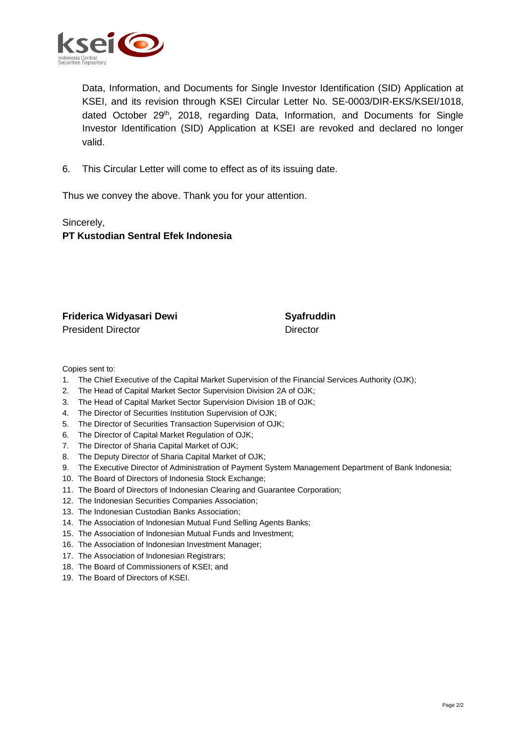Data, Information, and Documents for Single Investor Identification (SID) Application at KSEI, and its revision through KSEI Circular Letter No. SE-0003/DIR-EKS/KSEI/1018, dated October 29th, 2018, regarding Data, Information, and Documents for Single Investor Identification (SID) Application at KSEI are revoked and declared no longer valid.

6. This Circular Letter will come to effect as of its issuing date.

Thus we convey the above. Thank you for your attention.

Sincerely,
**PT Kustodian Sentral Efek Indonesia**

**Friderica Widyasari Dewi**
President Director

**Syafruddin**
Director

Copies sent to:

1. The Chief Executive of the Capital Market Supervision of the Financial Services Authority (OJK);
2. The Head of Capital Market Sector Supervision Division 2A of OJK;
3. The Head of Capital Market Sector Supervision Division 1B of OJK;
4. The Director of Securities Institution Supervision of OJK;
5. The Director of Securities Transaction Supervision of OJK;
6. The Director of Capital Market Regulation of OJK;
7. The Director of Sharia Capital Market of OJK;
8. The Deputy Director of Sharia Capital Market of OJK;
9. The Executive Director of Administration of Payment System Management Department of Bank Indonesia;
10. The Board of Directors of Indonesia Stock Exchange;
11. The Board of Directors of Indonesian Clearing and Guarantee Corporation;
12. The Indonesian Securities Companies Association;
13. The Indonesian Custodian Banks Association;
14. The Association of Indonesian Mutual Fund Selling Agents Banks;
15. The Association of Indonesian Mutual Funds and Investment;
16. The Association of Indonesian Investment Manager;
17. The Association of Indonesian Registrars;
18. The Board of Commissioners of KSEI; and
19. The Board of Directors of KSEI.